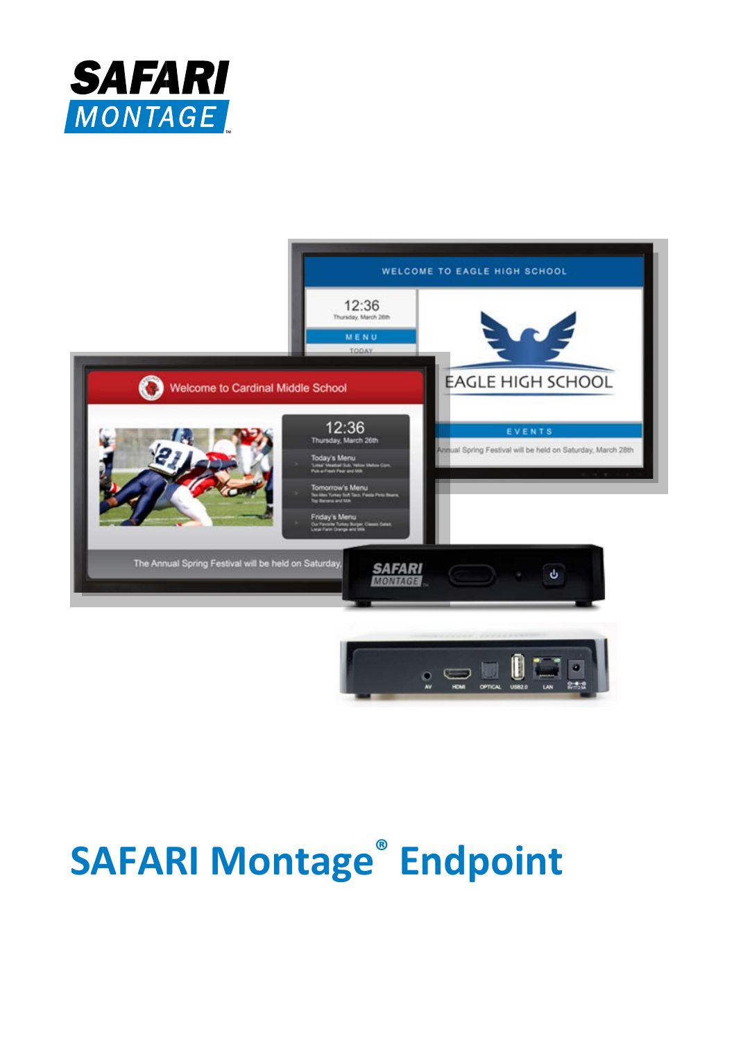# SAFARI Montage® Endpoint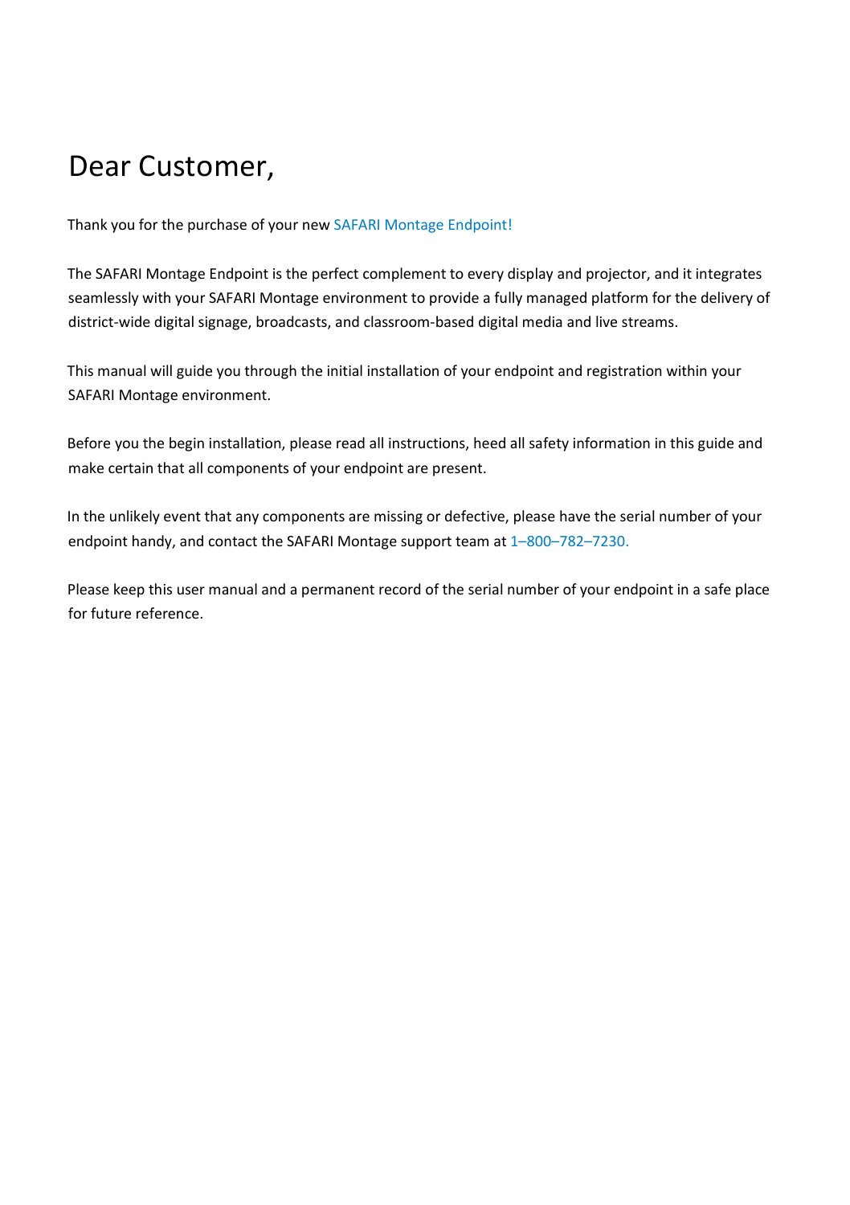# Dear Customer,

Thank you for the purchase of your new SAFARI Montage Endpoint!

The SAFARI Montage Endpoint is the perfect complement to every display and projector, and it integrates seamlessly with your SAFARI Montage environment to provide a fully managed platform for the delivery of district-wide digital signage, broadcasts, and classroom-based digital media and live streams.

This manual will guide you through the initial installation of your endpoint and registration within your SAFARI Montage environment.

Before you the begin installation, please read all instructions, heed all safety information in this guide and make certain that all components of your endpoint are present.

In the unlikely event that any components are missing or defective, please have the serial number of your endpoint handy, and contact the SAFARI Montage support team at 1–800–782–7230.

Please keep this user manual and a permanent record of the serial number of your endpoint in a safe place for future reference.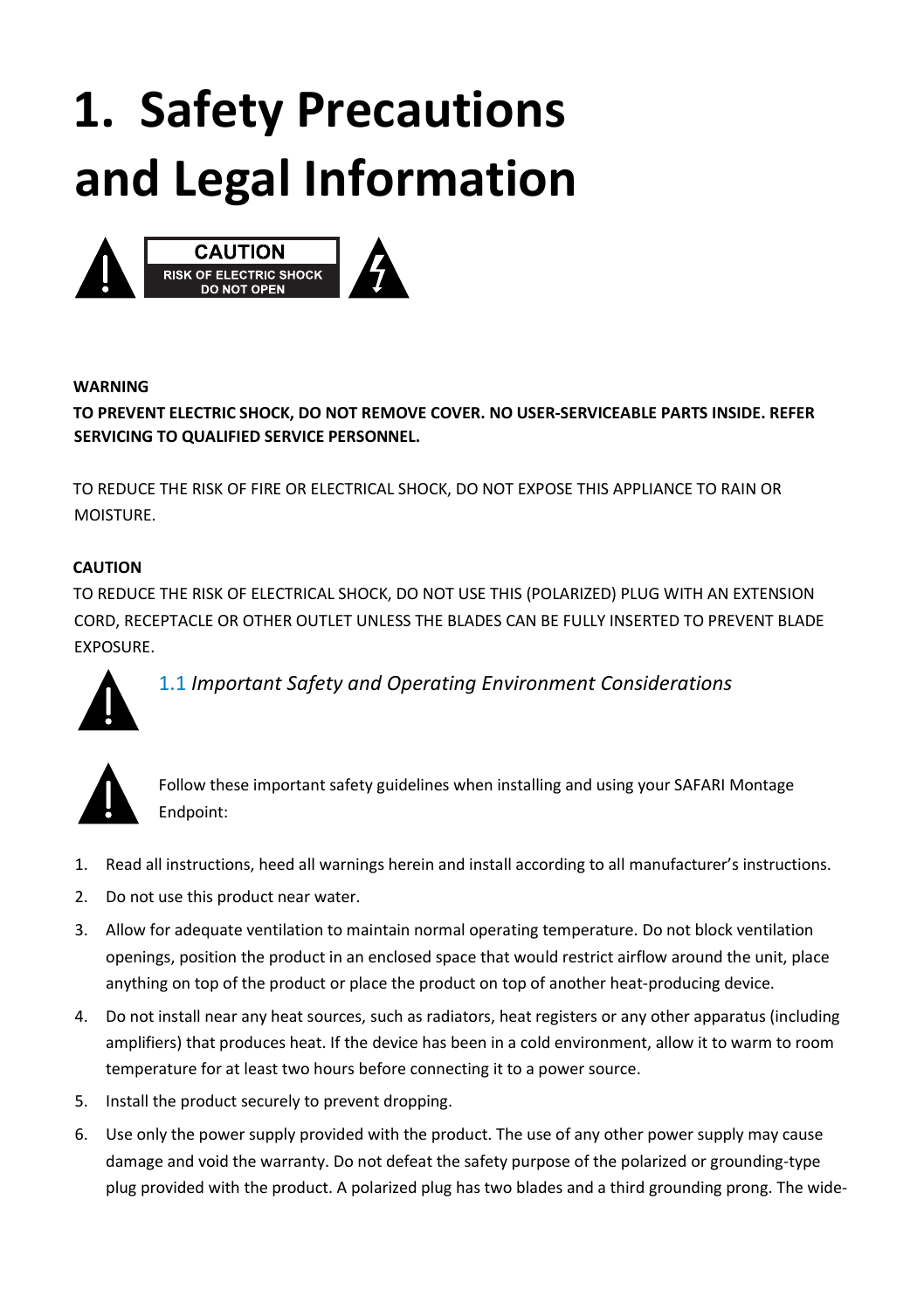# 1. Safety Precautions and Legal Information

CAUTION
RISK OF ELECTRIC SHOCK
DO NOT OPEN

**WARNING**

**TO PREVENT ELECTRIC SHOCK, DO NOT REMOVE COVER. NO USER-SERVICEABLE PARTS INSIDE. REFER SERVICING TO QUALIFIED SERVICE PERSONNEL.**

TO REDUCE THE RISK OF FIRE OR ELECTRICAL SHOCK, DO NOT EXPOSE THIS APPLIANCE TO RAIN OR MOISTURE.

**CAUTION**

TO REDUCE THE RISK OF ELECTRICAL SHOCK, DO NOT USE THIS (POLARIZED) PLUG WITH AN EXTENSION CORD, RECEPTACLE OR OTHER OUTLET UNLESS THE BLADES CAN BE FULLY INSERTED TO PREVENT BLADE EXPOSURE.

## 1.1 *Important Safety and Operating Environment Considerations*

Follow these important safety guidelines when installing and using your SAFARI Montage Endpoint:

1. Read all instructions, heed all warnings herein and install according to all manufacturer's instructions.
2. Do not use this product near water.
3. Allow for adequate ventilation to maintain normal operating temperature. Do not block ventilation openings, position the product in an enclosed space that would restrict airflow around the unit, place anything on top of the product or place the product on top of another heat-producing device.
4. Do not install near any heat sources, such as radiators, heat registers or any other apparatus (including amplifiers) that produces heat. If the device has been in a cold environment, allow it to warm to room temperature for at least two hours before connecting it to a power source.
5. Install the product securely to prevent dropping.
6. Use only the power supply provided with the product. The use of any other power supply may cause damage and void the warranty. Do not defeat the safety purpose of the polarized or grounding-type plug provided with the product. A polarized plug has two blades and a third grounding prong. The wide-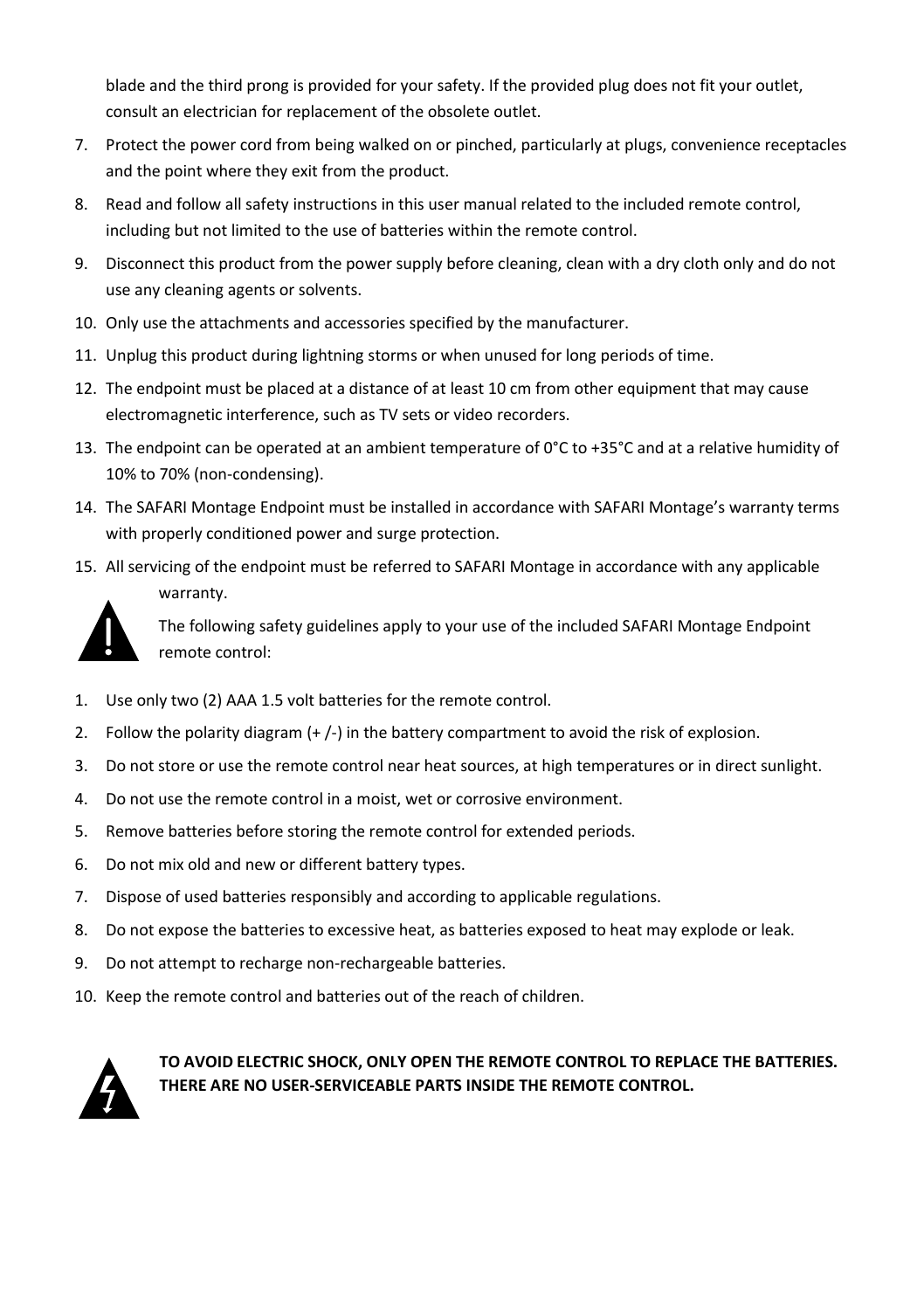blade and the third prong is provided for your safety. If the provided plug does not fit your outlet, consult an electrician for replacement of the obsolete outlet.

7. Protect the power cord from being walked on or pinched, particularly at plugs, convenience receptacles and the point where they exit from the product.
8. Read and follow all safety instructions in this user manual related to the included remote control, including but not limited to the use of batteries within the remote control.
9. Disconnect this product from the power supply before cleaning, clean with a dry cloth only and do not use any cleaning agents or solvents.
10. Only use the attachments and accessories specified by the manufacturer.
11. Unplug this product during lightning storms or when unused for long periods of time.
12. The endpoint must be placed at a distance of at least 10 cm from other equipment that may cause electromagnetic interference, such as TV sets or video recorders.
13. The endpoint can be operated at an ambient temperature of 0°C to +35°C and at a relative humidity of 10% to 70% (non-condensing).
14. The SAFARI Montage Endpoint must be installed in accordance with SAFARI Montage's warranty terms with properly conditioned power and surge protection.
15. All servicing of the endpoint must be referred to SAFARI Montage in accordance with any applicable warranty.

The following safety guidelines apply to your use of the included SAFARI Montage Endpoint remote control:

1. Use only two (2) AAA 1.5 volt batteries for the remote control.
2. Follow the polarity diagram (+ /-) in the battery compartment to avoid the risk of explosion.
3. Do not store or use the remote control near heat sources, at high temperatures or in direct sunlight.
4. Do not use the remote control in a moist, wet or corrosive environment.
5. Remove batteries before storing the remote control for extended periods.
6. Do not mix old and new or different battery types.
7. Dispose of used batteries responsibly and according to applicable regulations.
8. Do not expose the batteries to excessive heat, as batteries exposed to heat may explode or leak.
9. Do not attempt to recharge non-rechargeable batteries.
10. Keep the remote control and batteries out of the reach of children.

**TO AVOID ELECTRIC SHOCK, ONLY OPEN THE REMOTE CONTROL TO REPLACE THE BATTERIES. THERE ARE NO USER-SERVICEABLE PARTS INSIDE THE REMOTE CONTROL.**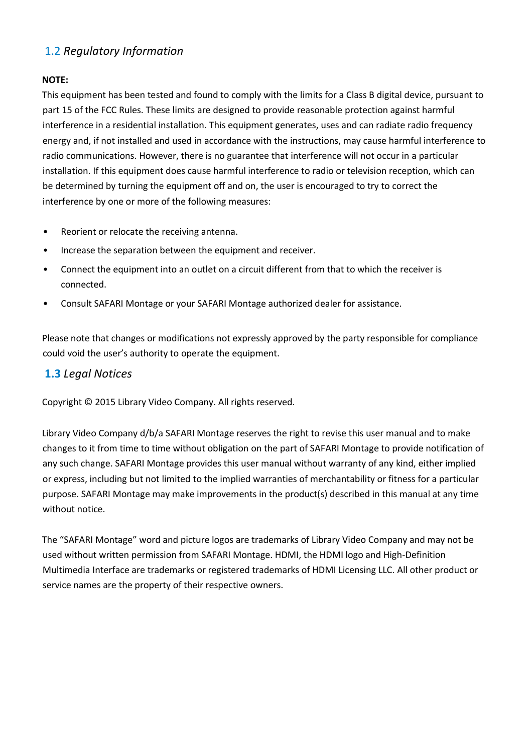## 1.2 *Regulatory Information*

**NOTE:**

This equipment has been tested and found to comply with the limits for a Class B digital device, pursuant to part 15 of the FCC Rules. These limits are designed to provide reasonable protection against harmful interference in a residential installation. This equipment generates, uses and can radiate radio frequency energy and, if not installed and used in accordance with the instructions, may cause harmful interference to radio communications. However, there is no guarantee that interference will not occur in a particular installation. If this equipment does cause harmful interference to radio or television reception, which can be determined by turning the equipment off and on, the user is encouraged to try to correct the interference by one or more of the following measures:

- Reorient or relocate the receiving antenna.
- Increase the separation between the equipment and receiver.
- Connect the equipment into an outlet on a circuit different from that to which the receiver is connected.
- Consult SAFARI Montage or your SAFARI Montage authorized dealer for assistance.

Please note that changes or modifications not expressly approved by the party responsible for compliance could void the user's authority to operate the equipment.

## 1.3 *Legal Notices*

Copyright © 2015 Library Video Company. All rights reserved.

Library Video Company d/b/a SAFARI Montage reserves the right to revise this user manual and to make changes to it from time to time without obligation on the part of SAFARI Montage to provide notification of any such change. SAFARI Montage provides this user manual without warranty of any kind, either implied or express, including but not limited to the implied warranties of merchantability or fitness for a particular purpose. SAFARI Montage may make improvements in the product(s) described in this manual at any time without notice.

The "SAFARI Montage" word and picture logos are trademarks of Library Video Company and may not be used without written permission from SAFARI Montage. HDMI, the HDMI logo and High-Definition Multimedia Interface are trademarks or registered trademarks of HDMI Licensing LLC. All other product or service names are the property of their respective owners.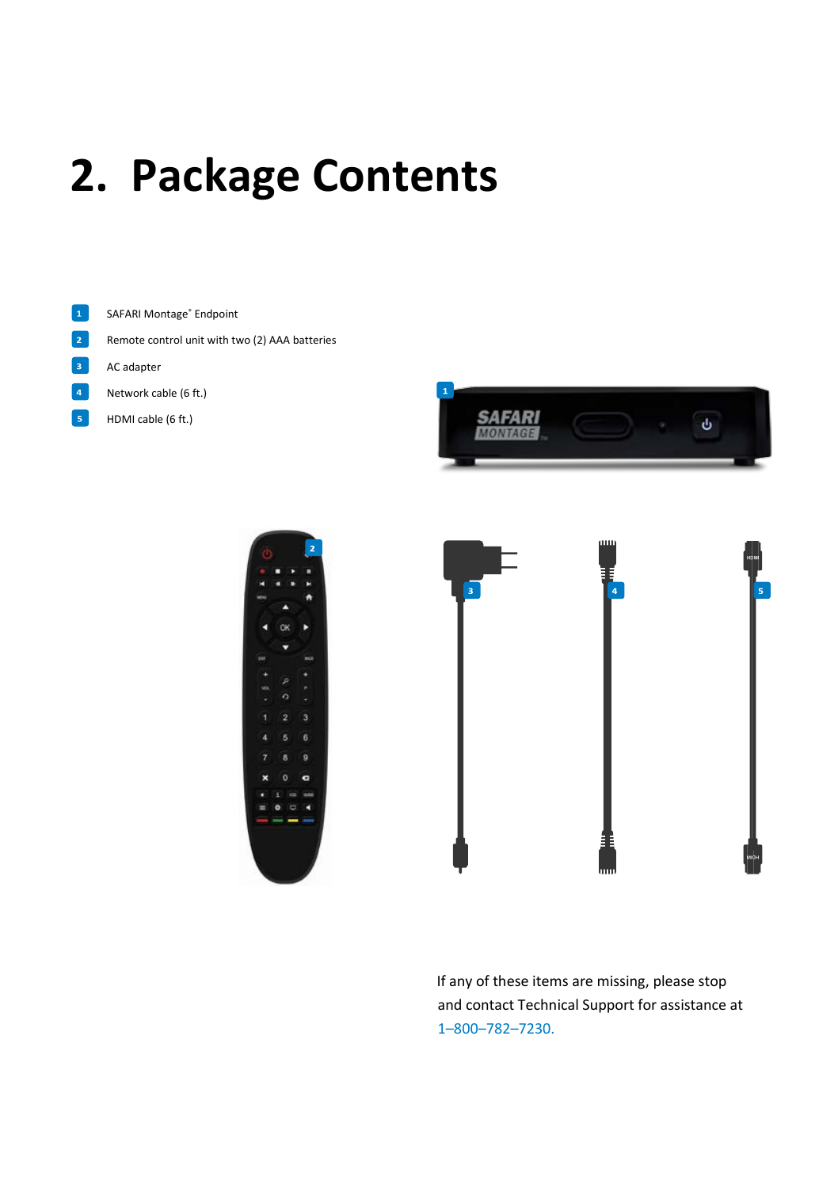# 2. Package Contents

1. SAFARI Montage® Endpoint
2. Remote control unit with two (2) AAA batteries
3. AC adapter
4. Network cable (6 ft.)
5. HDMI cable (6 ft.)

If any of these items are missing, please stop and contact Technical Support for assistance at 1–800–782–7230.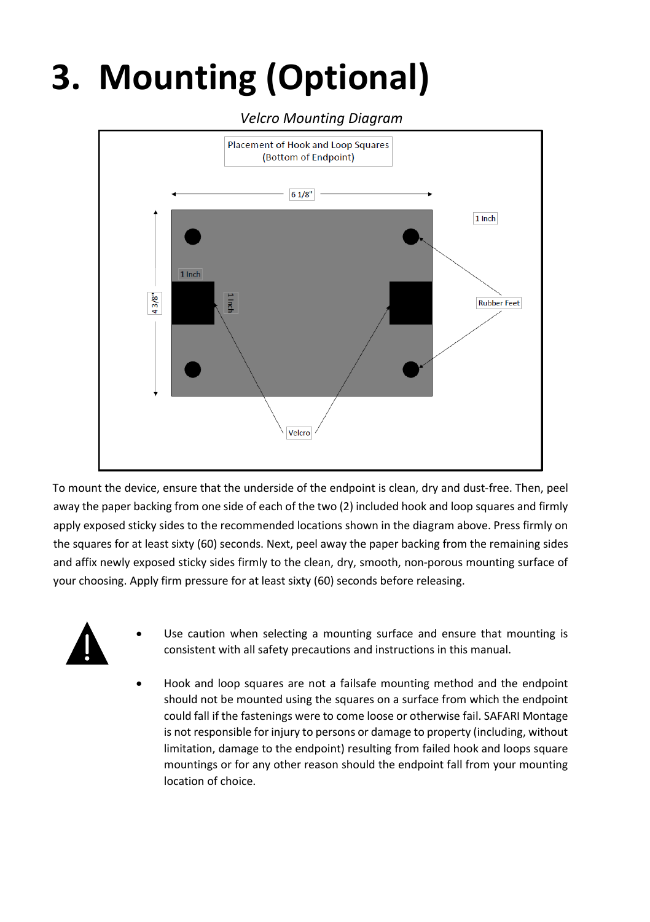# 3. Mounting (Optional)

*Velcro Mounting Diagram*

To mount the device, ensure that the underside of the endpoint is clean, dry and dust-free. Then, peel away the paper backing from one side of each of the two (2) included hook and loop squares and firmly apply exposed sticky sides to the recommended locations shown in the diagram above. Press firmly on the squares for at least sixty (60) seconds. Next, peel away the paper backing from the remaining sides and affix newly exposed sticky sides firmly to the clean, dry, smooth, non-porous mounting surface of your choosing. Apply firm pressure for at least sixty (60) seconds before releasing.

- Use caution when selecting a mounting surface and ensure that mounting is consistent with all safety precautions and instructions in this manual.
- Hook and loop squares are not a failsafe mounting method and the endpoint should not be mounted using the squares on a surface from which the endpoint could fall if the fastenings were to come loose or otherwise fail. SAFARI Montage is not responsible for injury to persons or damage to property (including, without limitation, damage to the endpoint) resulting from failed hook and loops square mountings or for any other reason should the endpoint fall from your mounting location of choice.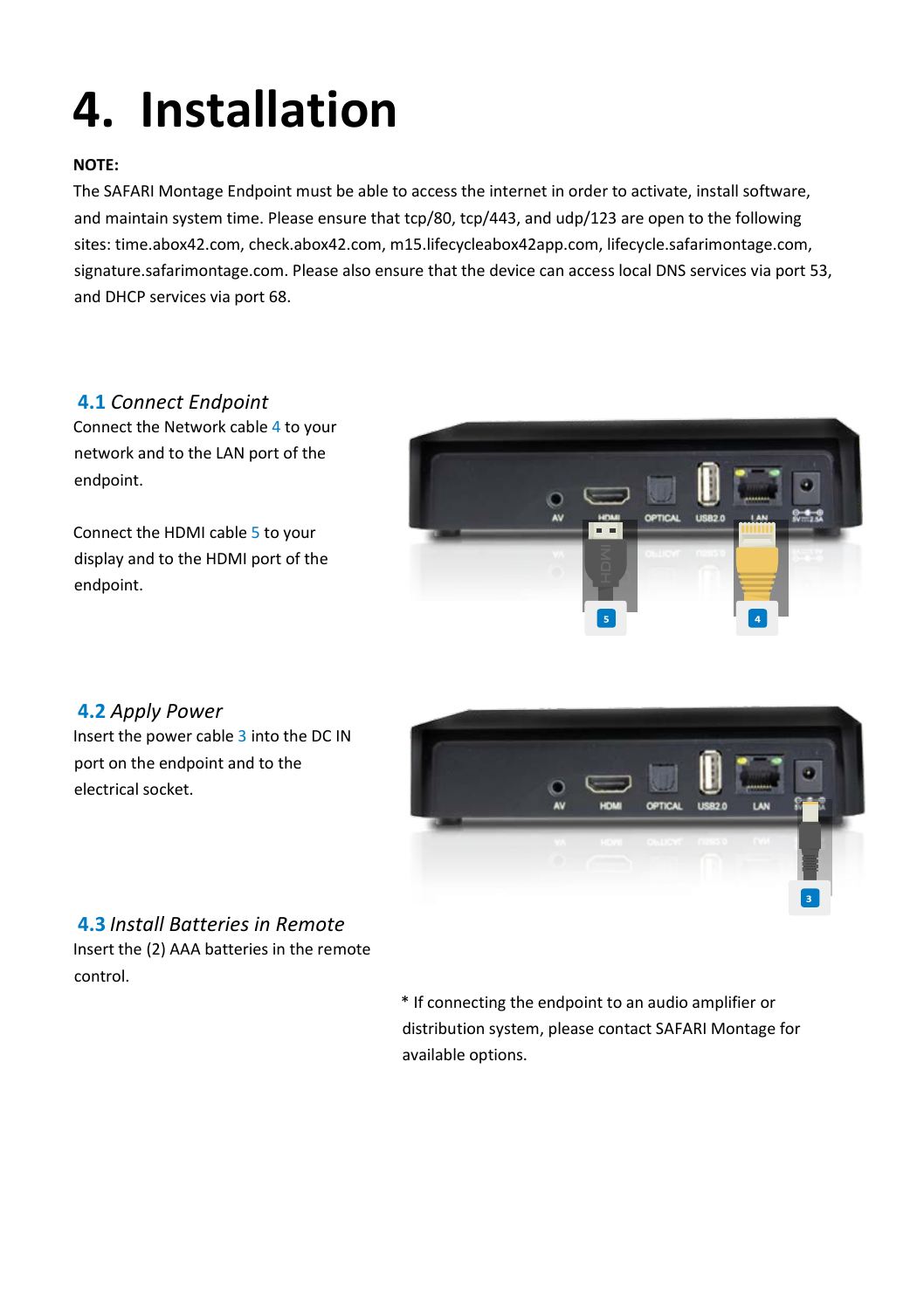# 4. Installation

**NOTE:**
The SAFARI Montage Endpoint must be able to access the internet in order to activate, install software, and maintain system time. Please ensure that tcp/80, tcp/443, and udp/123 are open to the following sites: time.abox42.com, check.abox42.com, m15.lifecycleabox42app.com, lifecycle.safarimontage.com, signature.safarimontage.com. Please also ensure that the device can access local DNS services via port 53, and DHCP services via port 68.

## 4.1 *Connect Endpoint*

Connect the Network cable 4 to your network and to the LAN port of the endpoint.

Connect the HDMI cable 5 to your display and to the HDMI port of the endpoint.

## 4.2 *Apply Power*

Insert the power cable 3 into the DC IN port on the endpoint and to the electrical socket.

## 4.3 *Install Batteries in Remote*

Insert the (2) AAA batteries in the remote control.

\* If connecting the endpoint to an audio amplifier or distribution system, please contact SAFARI Montage for available options.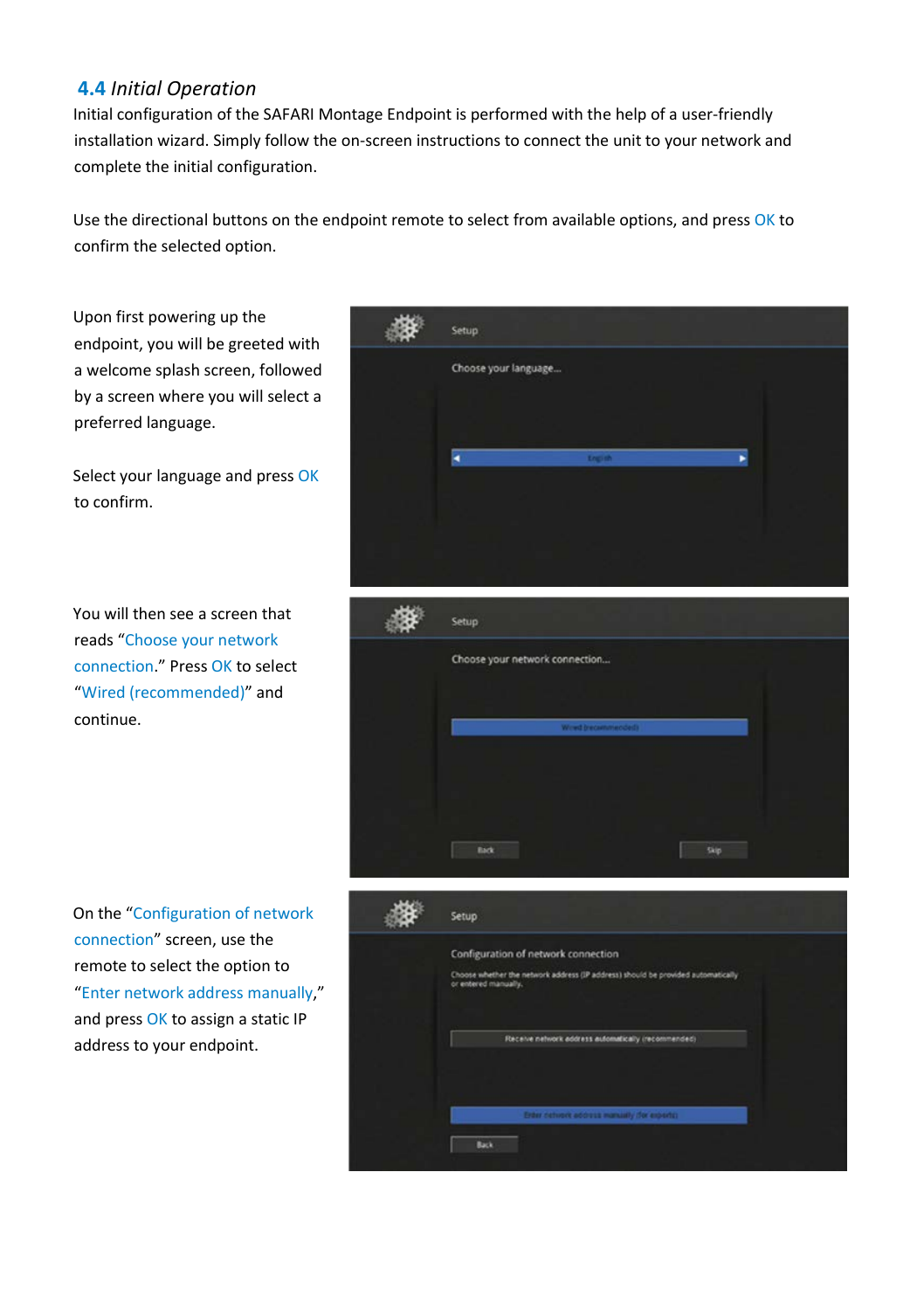## 4.4 *Initial Operation*

Initial configuration of the SAFARI Montage Endpoint is performed with the help of a user-friendly installation wizard. Simply follow the on-screen instructions to connect the unit to your network and complete the initial configuration.

Use the directional buttons on the endpoint remote to select from available options, and press OK to confirm the selected option.

Upon first powering up the endpoint, you will be greeted with a welcome splash screen, followed by a screen where you will select a preferred language.

Select your language and press OK to confirm.

You will then see a screen that reads "Choose your network connection." Press OK to select "Wired (recommended)" and continue.

On the "Configuration of network connection" screen, use the remote to select the option to "Enter network address manually," and press OK to assign a static IP address to your endpoint.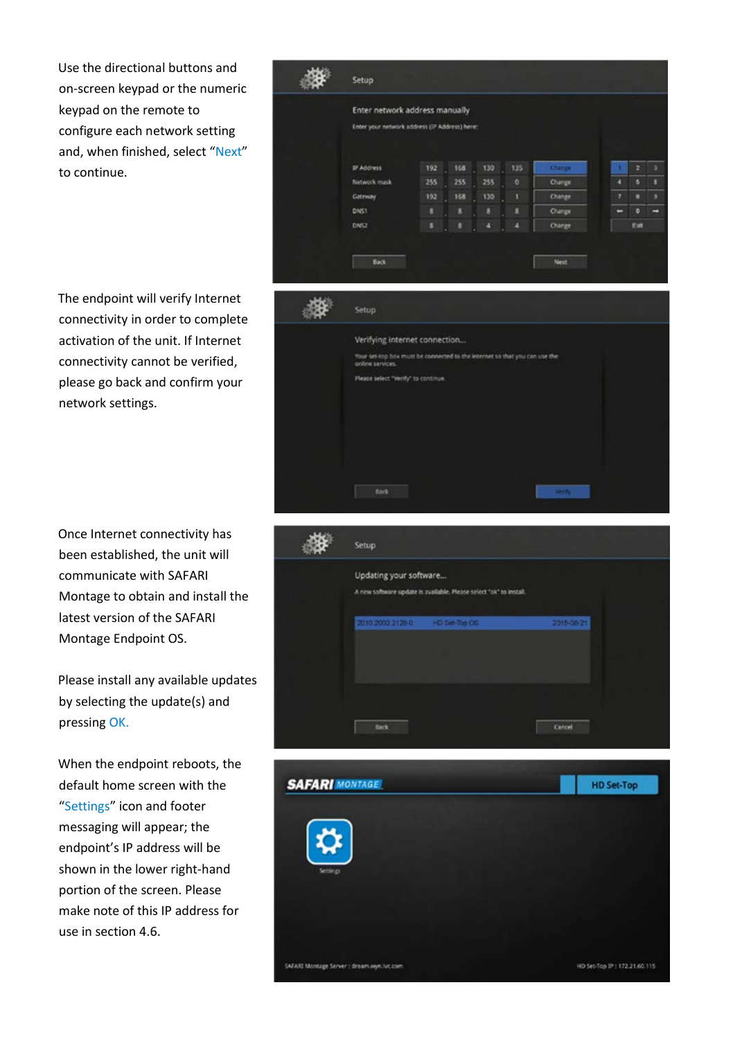Use the directional buttons and on-screen keypad or the numeric keypad on the remote to configure each network setting and, when finished, select "Next" to continue.

The endpoint will verify Internet connectivity in order to complete activation of the unit. If Internet connectivity cannot be verified, please go back and confirm your network settings.

Once Internet connectivity has been established, the unit will communicate with SAFARI Montage to obtain and install the latest version of the SAFARI Montage Endpoint OS.

Please install any available updates by selecting the update(s) and pressing OK.

When the endpoint reboots, the default home screen with the "Settings" icon and footer messaging will appear; the endpoint's IP address will be shown in the lower right-hand portion of the screen. Please make note of this IP address for use in section 4.6.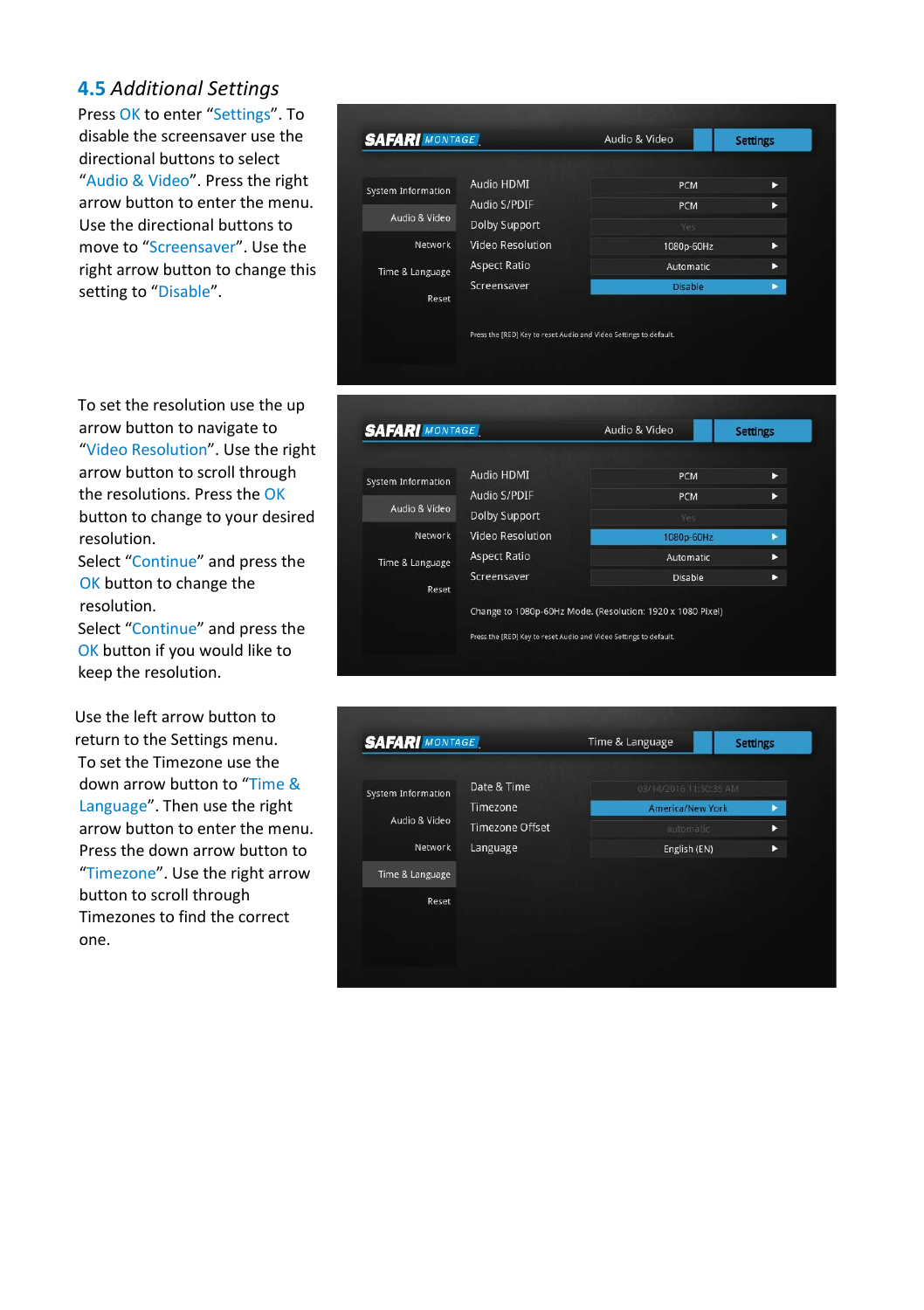## 4.5 *Additional Settings*

Press OK to enter "Settings". To disable the screensaver use the directional buttons to select "Audio & Video". Press the right arrow button to enter the menu. Use the directional buttons to move to "Screensaver". Use the right arrow button to change this setting to "Disable".

To set the resolution use the up arrow button to navigate to "Video Resolution". Use the right arrow button to scroll through the resolutions. Press the OK button to change to your desired resolution.
Select "Continue" and press the OK button to change the resolution.
Select "Continue" and press the OK button if you would like to keep the resolution.

Use the left arrow button to return to the Settings menu.
To set the Timezone use the down arrow button to "Time & Language". Then use the right arrow button to enter the menu. Press the down arrow button to "Timezone". Use the right arrow button to scroll through Timezones to find the correct one.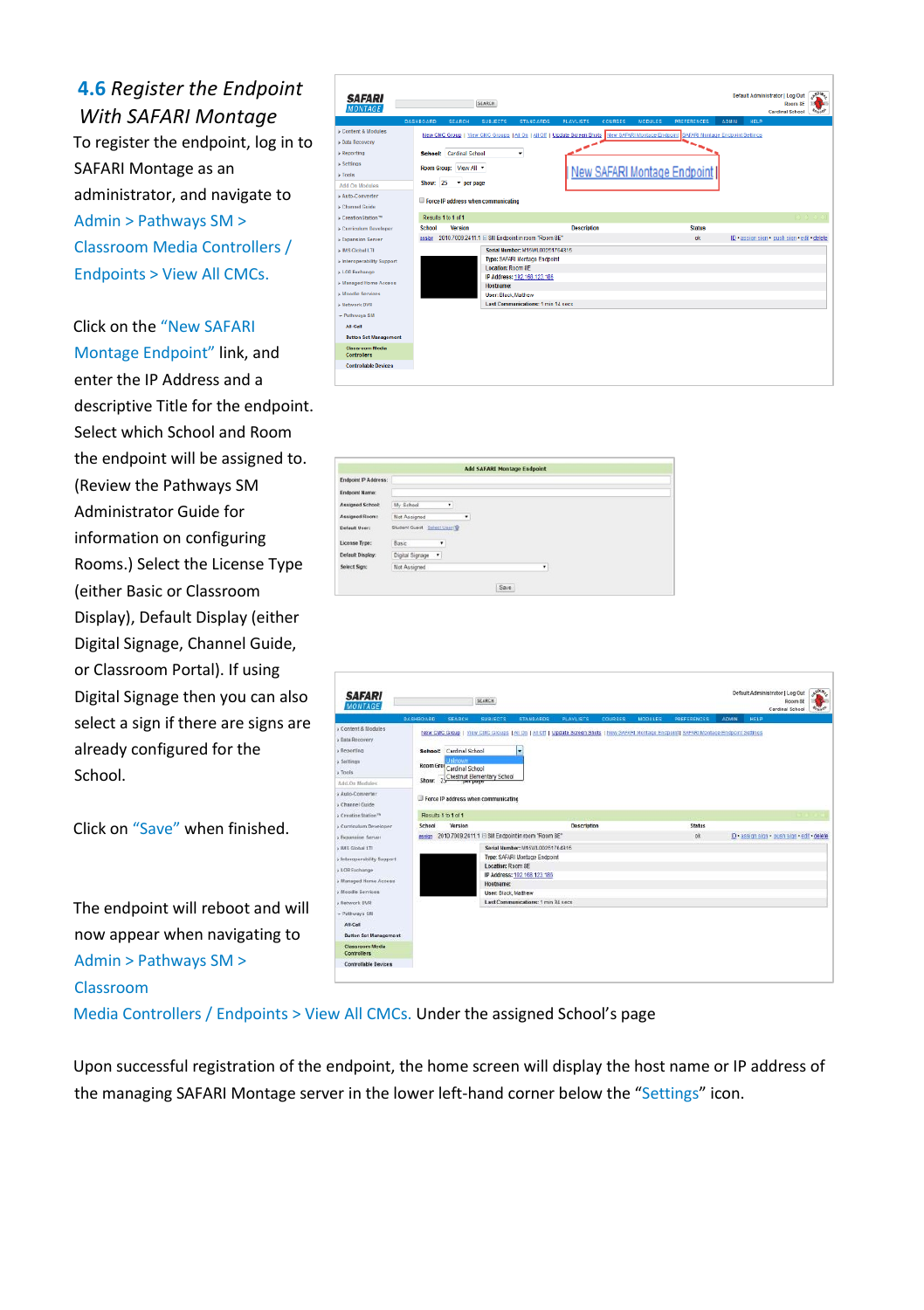## 4.6 *Register the Endpoint With SAFARI Montage*

To register the endpoint, log in to SAFARI Montage as an administrator, and navigate to Admin > Pathways SM > Classroom Media Controllers / Endpoints > View All CMCs.

Click on the "New SAFARI Montage Endpoint" link, and enter the IP Address and a descriptive Title for the endpoint. Select which School and Room the endpoint will be assigned to. (Review the Pathways SM Administrator Guide for information on configuring Rooms.) Select the License Type (either Basic or Classroom Display), Default Display (either Digital Signage, Channel Guide, or Classroom Portal). If using Digital Signage then you can also select a sign if there are signs are already configured for the School.

Click on "Save" when finished.

The endpoint will reboot and will now appear when navigating to Admin > Pathways SM > Classroom Media Controllers / Endpoints > View All CMCs. Under the assigned School's page

Upon successful registration of the endpoint, the home screen will display the host name or IP address of the managing SAFARI Montage server in the lower left-hand corner below the "Settings" icon.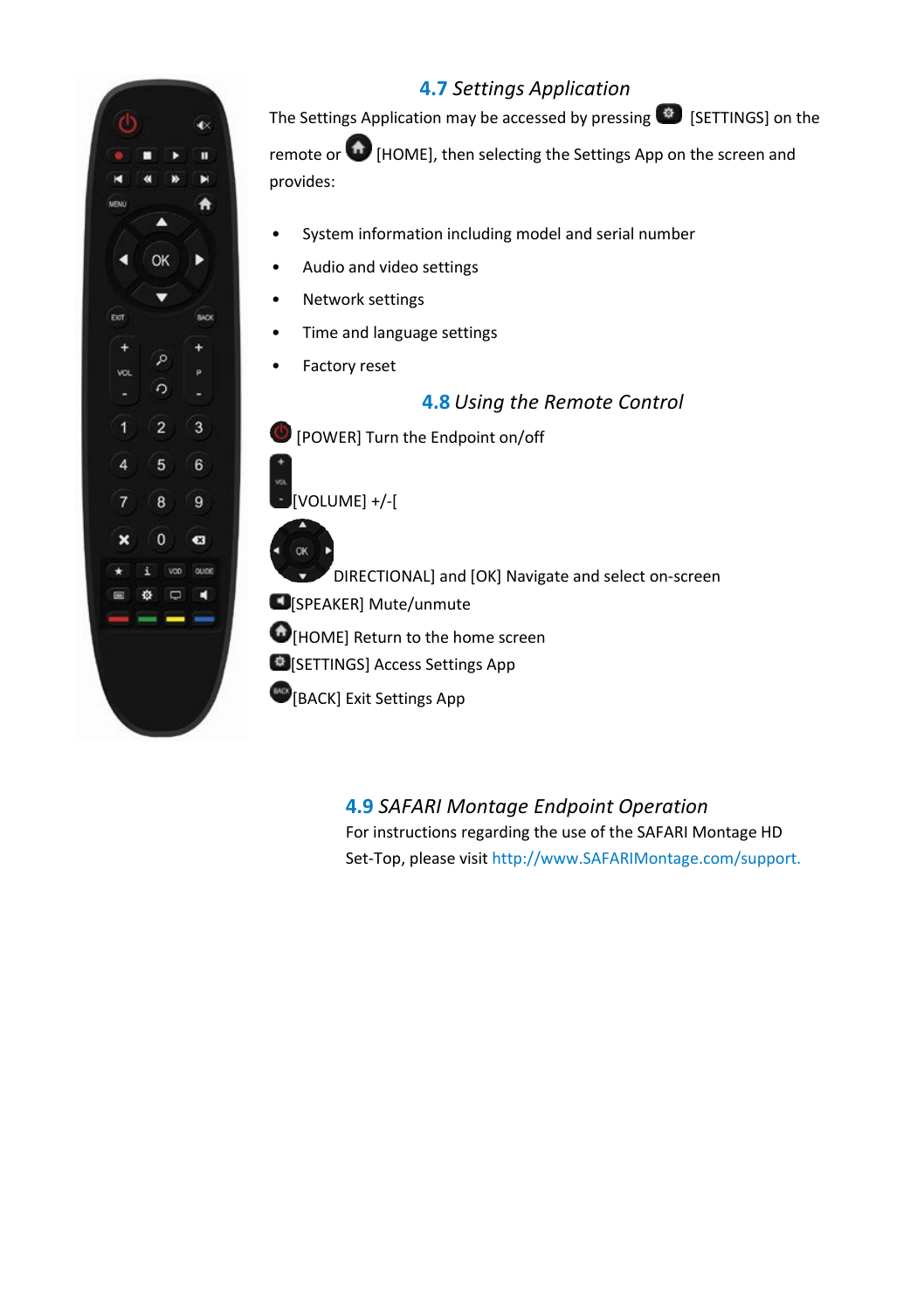### 4.7 *Settings Application*

The Settings Application may be accessed by pressing [SETTINGS] on the remote or [HOME], then selecting the Settings App on the screen and provides:

- System information including model and serial number
- Audio and video settings
- Network settings
- Time and language settings
- Factory reset

### 4.8 *Using the Remote Control*

[POWER] Turn the Endpoint on/off

[VOLUME] +/-[

DIRECTIONAL] and [OK] Navigate and select on-screen

[SPEAKER] Mute/unmute

[HOME] Return to the home screen

[SETTINGS] Access Settings App

[BACK] Exit Settings App

### 4.9 *SAFARI Montage Endpoint Operation*

For instructions regarding the use of the SAFARI Montage HD Set-Top, please visit http://www.SAFARIMontage.com/support.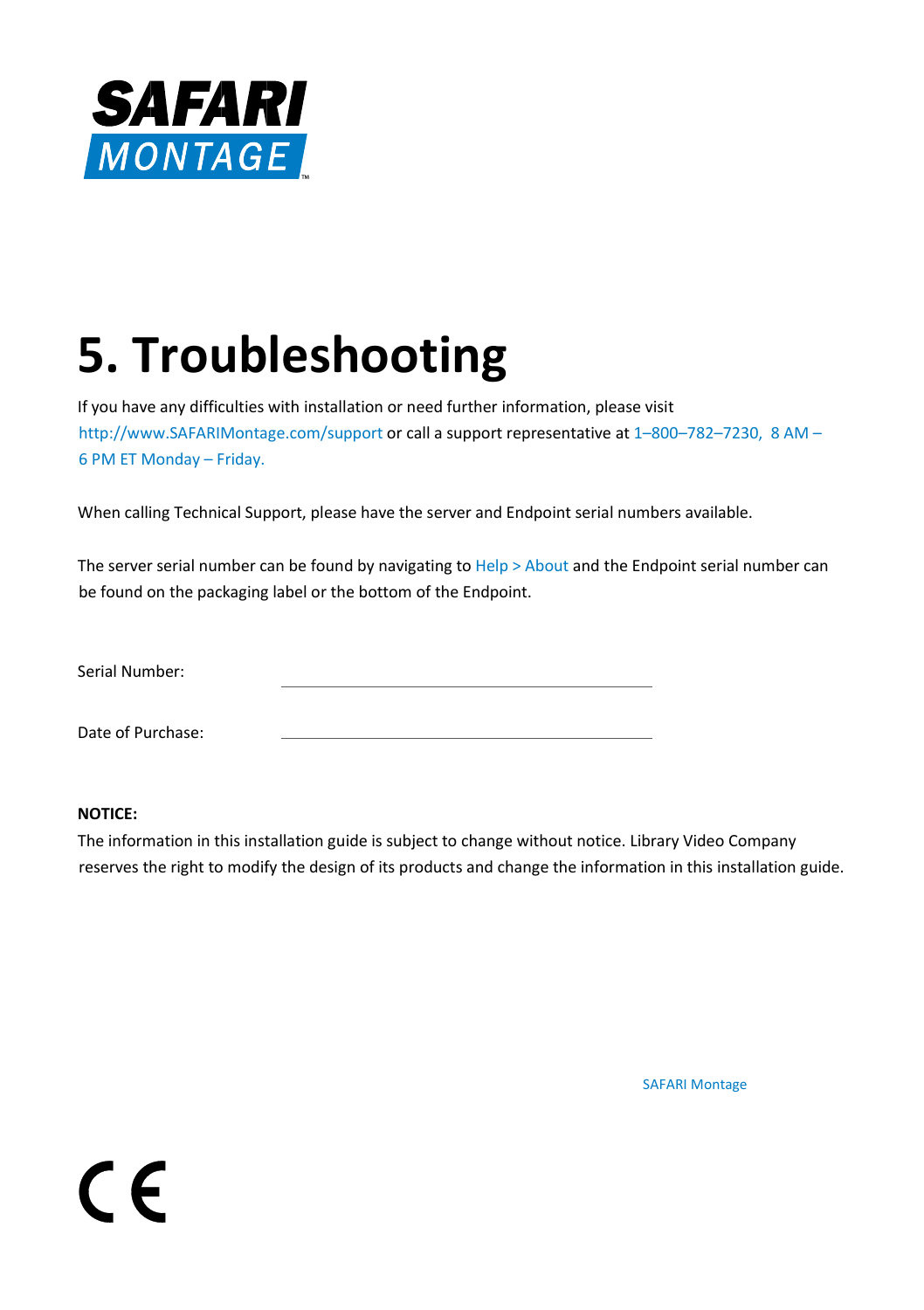# 5. Troubleshooting

If you have any difficulties with installation or need further information, please visit http://www.SAFARIMontage.com/support or call a support representative at 1–800–782–7230, 8 AM – 6 PM ET Monday – Friday.

When calling Technical Support, please have the server and Endpoint serial numbers available.

The server serial number can be found by navigating to Help > About and the Endpoint serial number can be found on the packaging label or the bottom of the Endpoint.

Serial Number: ______________________________

Date of Purchase: ______________________________

**NOTICE:**

The information in this installation guide is subject to change without notice. Library Video Company reserves the right to modify the design of its products and change the information in this installation guide.

SAFARI Montage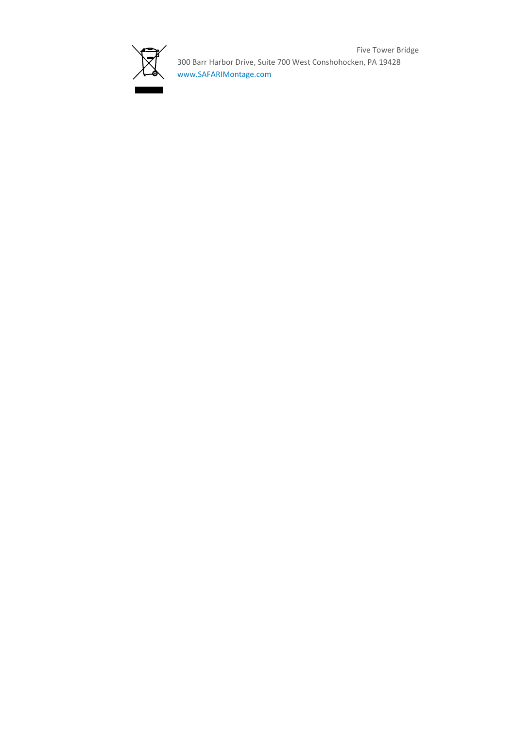Five Tower Bridge

300 Barr Harbor Drive, Suite 700 West Conshohocken, PA 19428

www.SAFARIMontage.com